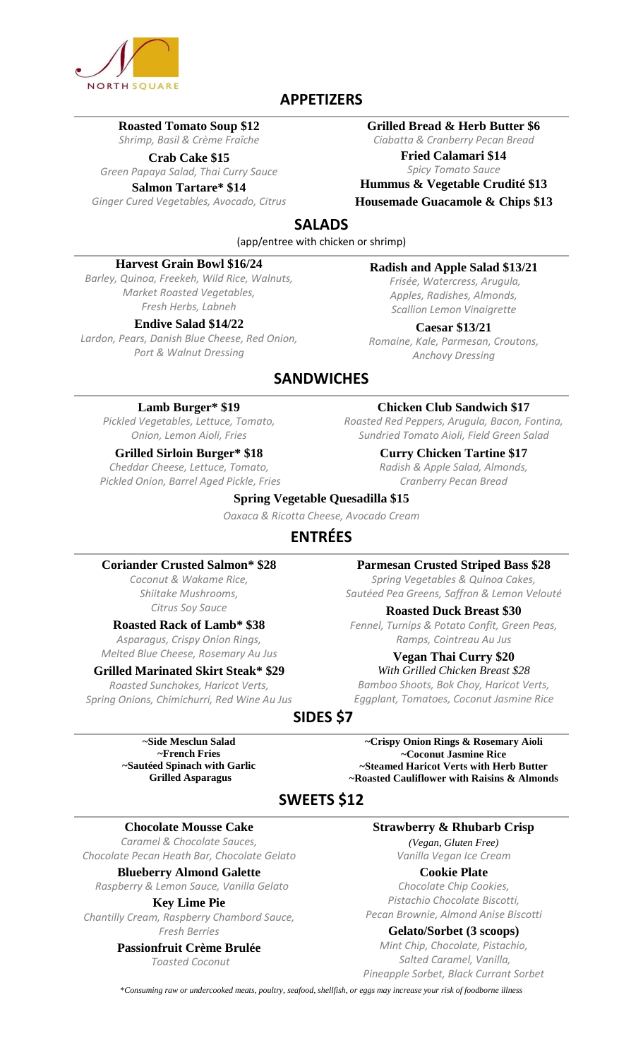NORTH SQUARE

## APPETIZERS

**Roasted Tomato Soup $12**
*Shrimp, Basil & Crème Fraîche*

**Crab Cake $15**
*Green Papaya Salad, Thai Curry Sauce*

**Salmon Tartare* $14**
*Ginger Cured Vegetables, Avocado, Citrus*

**Grilled Bread & Herb Butter $6**
*Ciabatta & Cranberry Pecan Bread*

**Fried Calamari $14**
*Spicy Tomato Sauce*

**Hummus & Vegetable Crudité $13**

**Housemade Guacamole & Chips $13**

## SALADS

(app/entree with chicken or shrimp)

**Harvest Grain Bowl $16/24**
*Barley, Quinoa, Freekeh, Wild Rice, Walnuts, Market Roasted Vegetables, Fresh Herbs, Labneh*

**Endive Salad $14/22**
*Lardon, Pears, Danish Blue Cheese, Red Onion, Port & Walnut Dressing*

**Radish and Apple Salad $13/21**
*Frisée, Watercress, Arugula, Apples, Radishes, Almonds, Scallion Lemon Vinaigrette*

**Caesar $13/21**
*Romaine, Kale, Parmesan, Croutons, Anchovy Dressing*

## SANDWICHES

**Lamb Burger* $19**
*Pickled Vegetables, Lettuce, Tomato, Onion, Lemon Aioli, Fries*

**Grilled Sirloin Burger* $18**
*Cheddar Cheese, Lettuce, Tomato, Pickled Onion, Barrel Aged Pickle, Fries*

**Chicken Club Sandwich $17**
*Roasted Red Peppers, Arugula, Bacon, Fontina, Sundried Tomato Aioli, Field Green Salad*

**Curry Chicken Tartine $17**
*Radish & Apple Salad, Almonds, Cranberry Pecan Bread*

**Spring Vegetable Quesadilla $15**
*Oaxaca & Ricotta Cheese, Avocado Cream*

## ENTRÉES

**Coriander Crusted Salmon* $28**
*Coconut & Wakame Rice, Shiitake Mushrooms, Citrus Soy Sauce*

**Roasted Rack of Lamb* $38**
*Asparagus, Crispy Onion Rings, Melted Blue Cheese, Rosemary Au Jus*

**Grilled Marinated Skirt Steak* $29**
*Roasted Sunchokes, Haricot Verts, Spring Onions, Chimichurri, Red Wine Au Jus*

**Parmesan Crusted Striped Bass $28**
*Spring Vegetables & Quinoa Cakes, Sautéed Pea Greens, Saffron & Lemon Velouté*

**Roasted Duck Breast $30**
*Fennel, Turnips & Potato Confit, Green Peas, Ramps, Cointreau Au Jus*

**Vegan Thai Curry $20**
*With Grilled Chicken Breast $28*
*Bamboo Shoots, Bok Choy, Haricot Verts, Eggplant, Tomatoes, Coconut Jasmine Rice*

## SIDES $7

**~Side Mesclun Salad**
**~French Fries**
**~Sautéed Spinach with Garlic**
**Grilled Asparagus**
**~Crispy Onion Rings & Rosemary Aioli**
**~Coconut Jasmine Rice**
**~Steamed Haricot Verts with Herb Butter**
**~Roasted Cauliflower with Raisins & Almonds**

## SWEETS $12

**Chocolate Mousse Cake**
*Caramel & Chocolate Sauces, Chocolate Pecan Heath Bar, Chocolate Gelato*

**Blueberry Almond Galette**
*Raspberry & Lemon Sauce, Vanilla Gelato*

**Key Lime Pie**
*Chantilly Cream, Raspberry Chambord Sauce, Fresh Berries*

**Passionfruit Crème Brulée**
*Toasted Coconut*

**Strawberry & Rhubarb Crisp**
*(Vegan, Gluten Free)*
*Vanilla Vegan Ice Cream*

**Cookie Plate**
*Chocolate Chip Cookies, Pistachio Chocolate Biscotti, Pecan Brownie, Almond Anise Biscotti*

**Gelato/Sorbet (3 scoops)**
*Mint Chip, Chocolate, Pistachio, Salted Caramel, Vanilla, Pineapple Sorbet, Black Currant Sorbet*

*\*Consuming raw or undercooked meats, poultry, seafood, shellfish, or eggs may increase your risk of foodborne illness*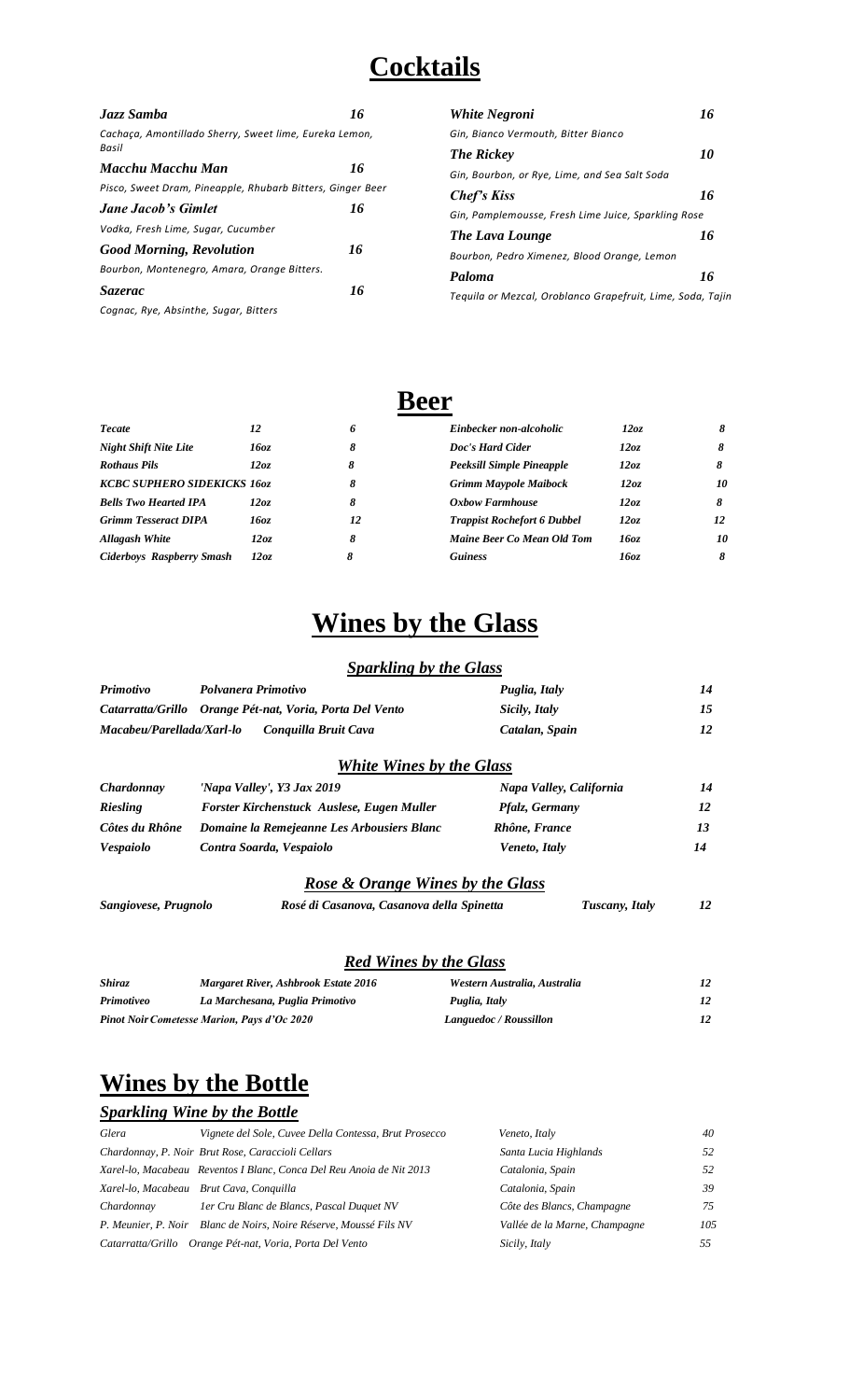// Nathaniel

# Cocktails

| | |
|---|---|
| ***Jazz Samba*** | ***16*** |
| *Cachaça, Amontillado Sherry, Sweet lime, Eureka Lemon, Basil* | |
| ***Macchu Macchu Man*** | ***16*** |
| *Pisco, Sweet Dram, Pineapple, Rhubarb Bitters, Ginger Beer* | |
| ***Jane Jacob's Gimlet*** | ***16*** |
| *Vodka, Fresh Lime, Sugar, Cucumber* | |
| ***Good Morning, Revolution*** | ***16*** |
| *Bourbon, Montenegro, Amara, Orange Bitters.* | |
| ***Sazerac*** | ***16*** |
| *Cognac, Rye, Absinthe, Sugar, Bitters* | |
| ***White Negroni*** | ***16*** |
| *Gin, Bianco Vermouth, Bitter Bianco* | |
| ***The Rickey*** | ***10*** |
| *Gin, Bourbon, or Rye, Lime, and Sea Salt Soda* | |
| ***Chef's Kiss*** | ***16*** |
| *Gin, Pamplemousse, Fresh Lime Juice, Sparkling Rose* | |
| ***The Lava Lounge*** | ***16*** |
| *Bourbon, Pedro Ximenez, Blood Orange, Lemon* | |
| ***Paloma*** | ***16*** |
| *Tequila or Mezcal, Oroblanco Grapefruit, Lime, Soda, Tajin* | |

# Beer

| | | |
|---|---|---|
| ***Tecate*** | ***12*** | ***6*** |
| ***Night Shift Nite Lite*** | ***16oz*** | ***8*** |
| ***Rothaus Pils*** | ***12oz*** | ***8*** |
| ***KCBC SUPHERO SIDEKICKS*** | ***16oz*** | ***8*** |
| ***Bells Two Hearted IPA*** | ***12oz*** | ***8*** |
| ***Grimm Tesseract DIPA*** | ***16oz*** | ***12*** |
| ***Allagash White*** | ***12oz*** | ***8*** |
| ***Ciderboys Raspberry Smash*** | ***12oz*** | ***8*** |
| ***Einbecker non-alcoholic*** | ***12oz*** | ***8*** |
| ***Doc's Hard Cider*** | ***12oz*** | ***8*** |
| ***Peeksill Simple Pineapple*** | ***12oz*** | ***8*** |
| ***Grimm Maypole Maibock*** | ***12oz*** | ***10*** |
| ***Oxbow Farmhouse*** | ***12oz*** | ***8*** |
| ***Trappist Rochefort 6 Dubbel*** | ***12oz*** | ***12*** |
| ***Maine Beer Co Mean Old Tom*** | ***16oz*** | ***10*** |
| ***Guiness*** | ***16oz*** | ***8*** |

# Wines by the Glass

## *Sparkling by the Glass*

| | | | |
|---|---|---|---|
| ***Primotivo*** | ***Polvanera Primotivo*** | ***Puglia, Italy*** | ***14*** |
| ***Catarratta/Grillo*** | ***Orange Pét-nat, Voria, Porta Del Vento*** | ***Sicily, Italy*** | ***15*** |
| ***Macabeu/Parellada/Xarl-lo*** | ***Conquilla Bruit Cava*** | ***Catalan, Spain*** | ***12*** |

## *White Wines by the Glass*

| | | | |
|---|---|---|---|
| ***Chardonnay*** | ***'Napa Valley', Y3 Jax 2019*** | ***Napa Valley, California*** | ***14*** |
| ***Riesling*** | ***Forster Kirchenstuck Auslese, Eugen Muller*** | ***Pfalz, Germany*** | ***12*** |
| ***Côtes du Rhône*** | ***Domaine la Remejeanne Les Arbousiers Blanc*** | ***Rhône, France*** | ***13*** |
| ***Vespaiolo*** | ***Contra Soarda, Vespaiolo*** | ***Veneto, Italy*** | ***14*** |

## *Rose & Orange Wines by the Glass*

| | | | |
|---|---|---|---|
| ***Sangiovese, Prugnolo*** | ***Rosé di Casanova, Casanova della Spinetta*** | ***Tuscany, Italy*** | ***12*** |

## *Red Wines by the Glass*

| | | | |
|---|---|---|---|
| ***Shiraz*** | ***Margaret River, Ashbrook Estate 2016*** | ***Western Australia, Australia*** | ***12*** |
| ***Primotiveo*** | ***La Marchesana, Puglia Primotivo*** | ***Puglia, Italy*** | ***12*** |
| ***Pinot Noir*** | ***Cometesse Marion, Pays d'Oc 2020*** | ***Languedoc / Roussillon*** | ***12*** |

# Wines by the Bottle

## *Sparkling Wine by the Bottle*

| | | | |
|---|---|---|---|
| *Glera* | *Vignete del Sole, Cuvee Della Contessa, Brut Prosecco* | *Veneto, Italy* | *40* |
| *Chardonnay, P. Noir* | *Brut Rose, Caraccioli Cellars* | *Santa Lucia Highlands* | *52* |
| *Xarel-lo, Macabeau* | *Reventos I Blanc, Conca Del Reu Anoia de Nit 2013* | *Catalonia, Spain* | *52* |
| *Xarel-lo, Macabeau* | *Brut Cava, Conquilla* | *Catalonia, Spain* | *39* |
| *Chardonnay* | *1er Cru Blanc de Blancs, Pascal Duquet NV* | *Côte des Blancs, Champagne* | *75* |
| *P. Meunier, P. Noir* | *Blanc de Noirs, Noire Réserve, Moussé Fils NV* | *Vallée de la Marne, Champagne* | *105* |
| *Catarratta/Grillo* | *Orange Pét-nat, Voria, Porta Del Vento* | *Sicily, Italy* | *55* |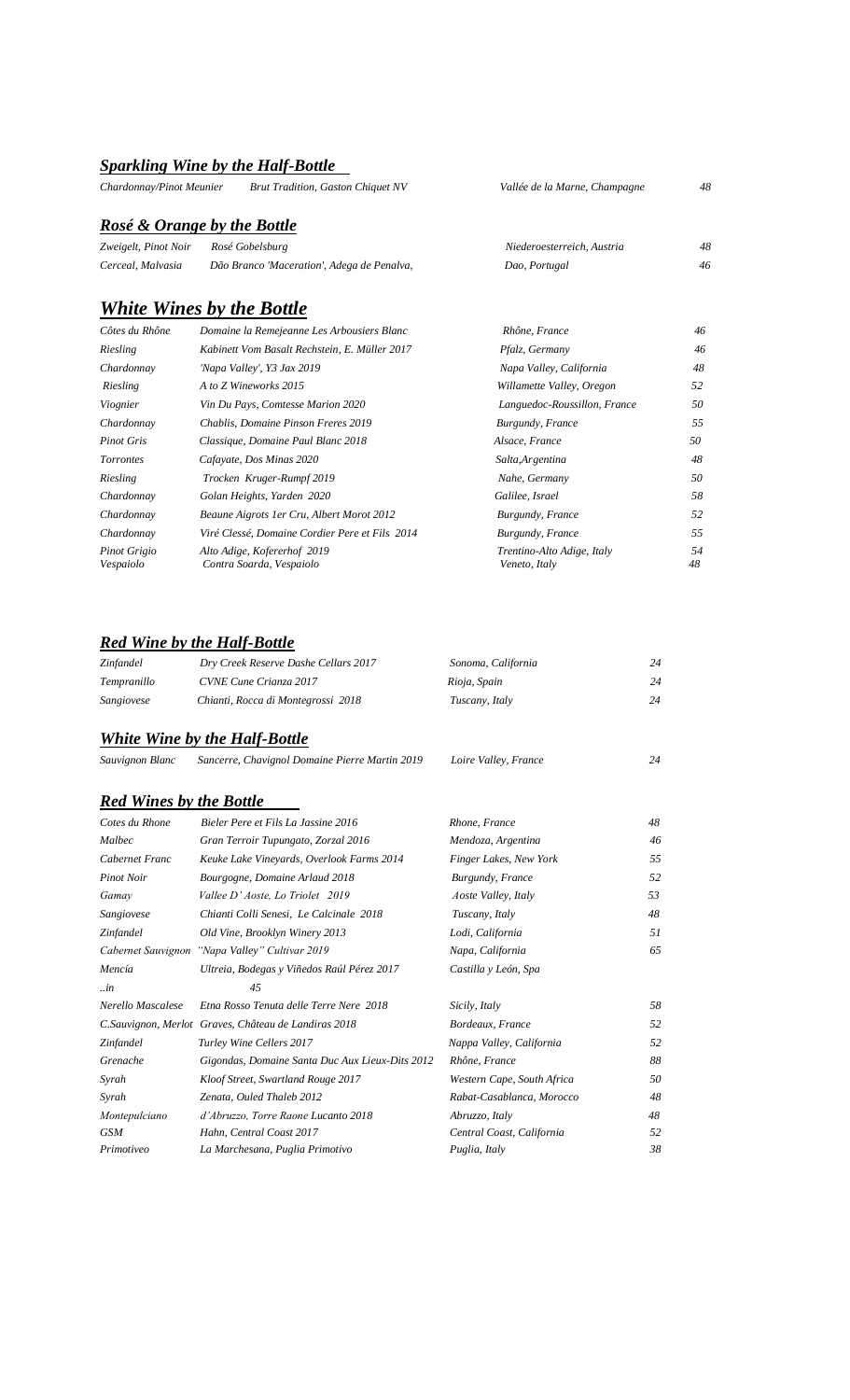## Sparkling Wine by the Half-Bottle

| | | | |
|---|---|---|---|
| Chardonnay/Pinot Meunier | Brut Tradition, Gaston Chiquet NV | Vallée de la Marne, Champagne | 48 |

## Rosé & Orange by the Bottle

| | | | |
|---|---|---|---|
| Zweigelt, Pinot Noir | Rosé Gobelsburg | Niederoesterreich, Austria | 48 |
| Cerceal, Malvasia | Dão Branco 'Maceration', Adega de Penalva, | Dao, Portugal | 46 |

## White Wines by the Bottle

| | | | |
|---|---|---|---|
| Côtes du Rhône | Domaine la Remejeanne Les Arbousiers Blanc | Rhône, France | 46 |
| Riesling | Kabinett Vom Basalt Rechstein, E. Müller 2017 | Pfalz, Germany | 46 |
| Chardonnay | 'Napa Valley', Y3 Jax 2019 | Napa Valley, California | 48 |
| Riesling | A to Z Wineworks 2015 | Willamette Valley, Oregon | 52 |
| Viognier | Vin Du Pays, Comtesse Marion 2020 | Languedoc-Roussillon, France | 50 |
| Chardonnay | Chablis, Domaine Pinson Freres 2019 | Burgundy, France | 55 |
| Pinot Gris | Classique, Domaine Paul Blanc 2018 | Alsace, France | 50 |
| Torrontes | Cafayate, Dos Minas 2020 | Salta,Argentina | 48 |
| Riesling | Trocken Kruger-Rumpf 2019 | Nahe, Germany | 50 |
| Chardonnay | Golan Heights, Yarden 2020 | Galilee, Israel | 58 |
| Chardonnay | Beaune Aigrots 1er Cru, Albert Morot 2012 | Burgundy, France | 52 |
| Chardonnay | Viré Clessé, Domaine Cordier Pere et Fils 2014 | Burgundy, France | 55 |
| Pinot Grigio | Alto Adige, Kofererhof 2019 | Trentino-Alto Adige, Italy | 54 |
| Vespaiolo | Contra Soarda, Vespaiolo | Veneto, Italy | 48 |

## Red Wine by the Half-Bottle

| | | | |
|---|---|---|---|
| Zinfandel | Dry Creek Reserve Dashe Cellars 2017 | Sonoma, California | 24 |
| Tempranillo | CVNE Cune Crianza 2017 | Rioja, Spain | 24 |
| Sangiovese | Chianti, Rocca di Montegrossi 2018 | Tuscany, Italy | 24 |

## White Wine by the Half-Bottle

| | | | |
|---|---|---|---|
| Sauvignon Blanc | Sancerre, Chavignol Domaine Pierre Martin 2019 | Loire Valley, France | 24 |

## Red Wines by the Bottle

| | | | |
|---|---|---|---|
| Cotes du Rhone | Bieler Pere et Fils La Jassine 2016 | Rhone, France | 48 |
| Malbec | Gran Terroir Tupungato, Zorzal 2016 | Mendoza, Argentina | 46 |
| Cabernet Franc | Keuke Lake Vineyards, Overlook Farms 2014 | Finger Lakes, New York | 55 |
| Pinot Noir | Bourgogne, Domaine Arlaud 2018 | Burgundy, France | 52 |
| Gamay | Vallee D' Aoste, Lo Triolet 2019 | Aoste Valley, Italy | 53 |
| Sangiovese | Chianti Colli Senesi, Le Calcinale 2018 | Tuscany, Italy | 48 |
| Zinfandel | Old Vine, Brooklyn Winery 2013 | Lodi, California | 51 |
| Cabernet Sauvignon | "Napa Valley" Cultivar 2019 | Napa, California | 65 |
| Mencía | Ultreia, Bodegas y Viñedos Raúl Pérez 2017 | Castilla y León, Spa | |
| ..in | 45 | | |
| Nerello Mascalese | Etna Rosso Tenuta delle Terre Nere 2018 | Sicily, Italy | 58 |
| C.Sauvignon, Merlot | Graves, Château de Landiras 2018 | Bordeaux, France | 52 |
| Zinfandel | Turley Wine Cellers 2017 | Nappa Valley, California | 52 |
| Grenache | Gigondas, Domaine Santa Duc Aux Lieux-Dits 2012 | Rhône, France | 88 |
| Syrah | Kloof Street, Swartland Rouge 2017 | Western Cape, South Africa | 50 |
| Syrah | Zenata, Ouled Thaleb 2012 | Rabat-Casablanca, Morocco | 48 |
| Montepulciano | d'Abruzzo, Torre Raone Lucanto 2018 | Abruzzo, Italy | 48 |
| GSM | Hahn, Central Coast 2017 | Central Coast, California | 52 |
| Primotiveo | La Marchesana, Puglia Primotivo | Puglia, Italy | 38 |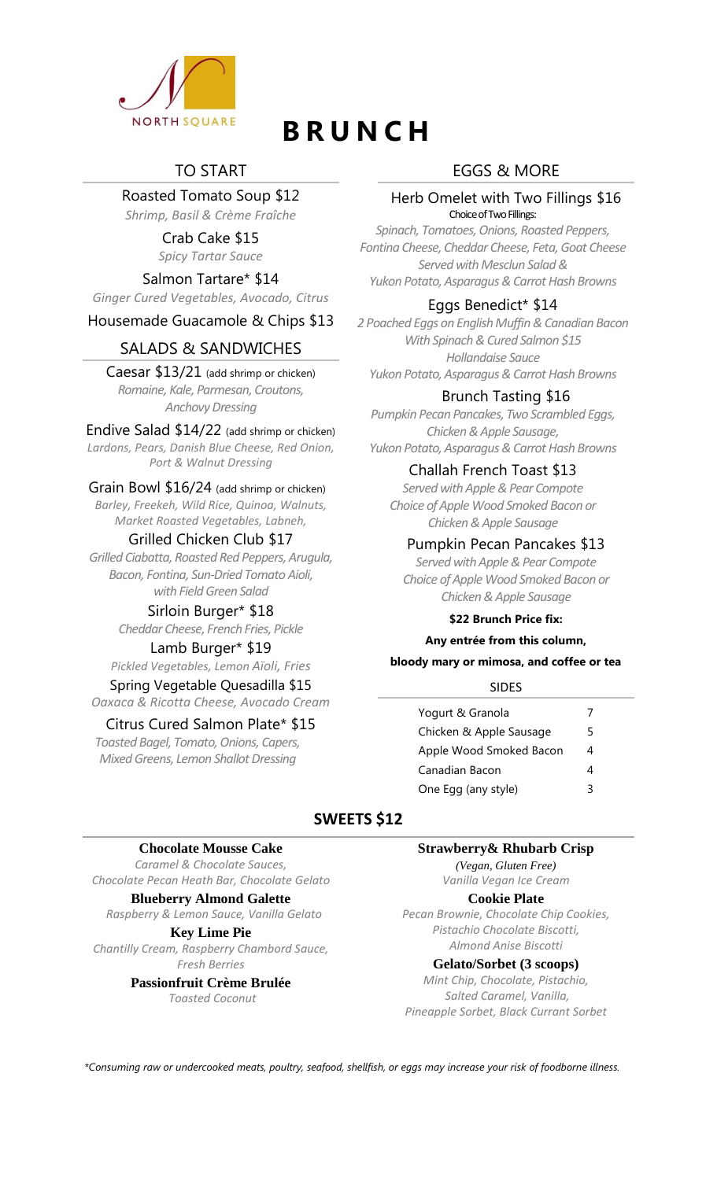NORTH SQUARE

# BRUNCH

## TO START

**Roasted Tomato Soup $12**
*Shrimp, Basil & Crème Fraîche*

**Crab Cake $15**
*Spicy Tartar Sauce*

**Salmon Tartare* $14**
*Ginger Cured Vegetables, Avocado, Citrus*

**Housemade Guacamole & Chips $13**

## SALADS & SANDWICHES

**Caesar $13/21** (add shrimp or chicken)
*Romaine, Kale, Parmesan, Croutons, Anchovy Dressing*

**Endive Salad $14/22** (add shrimp or chicken)
*Lardons, Pears, Danish Blue Cheese, Red Onion, Port & Walnut Dressing*

**Grain Bowl $16/24** (add shrimp or chicken)
*Barley, Freekeh, Wild Rice, Quinoa, Walnuts, Market Roasted Vegetables, Labneh,*

**Grilled Chicken Club $17**
*Grilled Ciabatta, Roasted Red Peppers, Arugula, Bacon, Fontina, Sun-Dried Tomato Aioli, with Field Green Salad*

**Sirloin Burger* $18**
*Cheddar Cheese, French Fries, Pickle*

**Lamb Burger* $19**
*Pickled Vegetables, Lemon Aïoli, Fries*

**Spring Vegetable Quesadilla $15**
*Oaxaca & Ricotta Cheese, Avocado Cream*

**Citrus Cured Salmon Plate* $15**
*Toasted Bagel, Tomato, Onions, Capers, Mixed Greens, Lemon Shallot Dressing*

## EGGS & MORE

**Herb Omelet with Two Fillings $16**
Choice of Two Fillings:
*Spinach, Tomatoes, Onions, Roasted Peppers, Fontina Cheese, Cheddar Cheese, Feta, Goat Cheese*
*Served with Mesclun Salad & Yukon Potato, Asparagus & Carrot Hash Browns*

**Eggs Benedict* $14**
*2 Poached Eggs on English Muffin & Canadian Bacon*
*With Spinach & Cured Salmon $15*
*Hollandaise Sauce*
*Yukon Potato, Asparagus & Carrot Hash Browns*

**Brunch Tasting $16**
*Pumpkin Pecan Pancakes, Two Scrambled Eggs, Chicken & Apple Sausage, Yukon Potato, Asparagus & Carrot Hash Browns*

**Challah French Toast $13**
*Served with Apple & Pear Compote*
*Choice of Apple Wood Smoked Bacon or Chicken & Apple Sausage*

**Pumpkin Pecan Pancakes $13**
*Served with Apple & Pear Compote*
*Choice of Apple Wood Smoked Bacon or Chicken & Apple Sausage*

**$22 Brunch Price fix:**
**Any entrée from this column, bloody mary or mimosa, and coffee or tea**

## SIDES

| Item | Price |
|---|---|
| Yogurt & Granola | 7 |
| Chicken & Apple Sausage | 5 |
| Apple Wood Smoked Bacon | 4 |
| Canadian Bacon | 4 |
| One Egg (any style) | 3 |

## SWEETS $12

**Chocolate Mousse Cake**
*Caramel & Chocolate Sauces, Chocolate Pecan Heath Bar, Chocolate Gelato*

**Blueberry Almond Galette**
*Raspberry & Lemon Sauce, Vanilla Gelato*

**Key Lime Pie**
*Chantilly Cream, Raspberry Chambord Sauce, Fresh Berries*

**Passionfruit Crème Brulée**
*Toasted Coconut*

**Strawberry& Rhubarb Crisp**
*(Vegan, Gluten Free)*
*Vanilla Vegan Ice Cream*

**Cookie Plate**
*Pecan Brownie, Chocolate Chip Cookies, Pistachio Chocolate Biscotti, Almond Anise Biscotti*

**Gelato/Sorbet (3 scoops)**
*Mint Chip, Chocolate, Pistachio, Salted Caramel, Vanilla, Pineapple Sorbet, Black Currant Sorbet*

*\*Consuming raw or undercooked meats, poultry, seafood, shellfish, or eggs may increase your risk of foodborne illness.*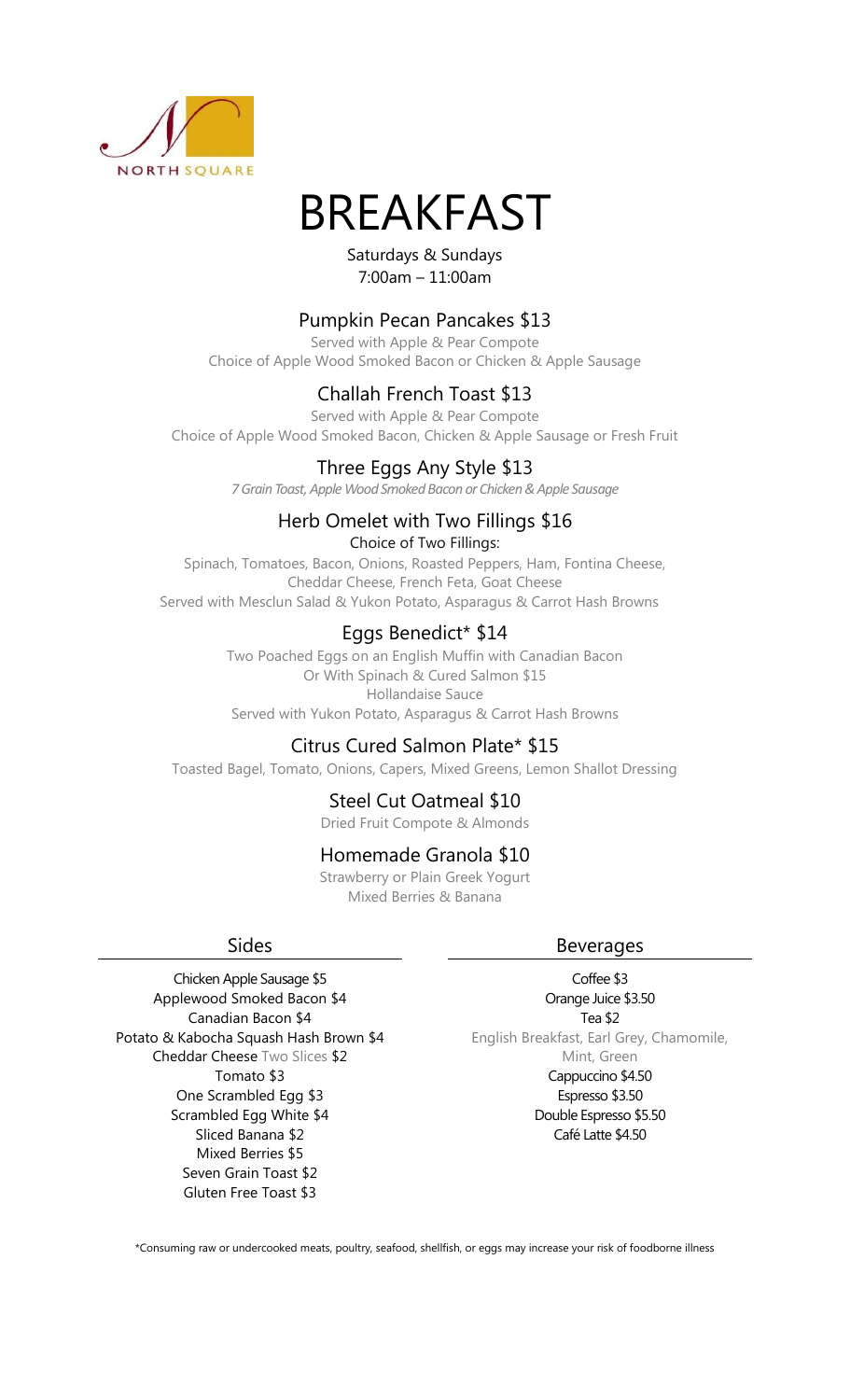NORTH SQUARE

# BREAKFAST

Saturdays & Sundays
7:00am – 11:00am

### Pumpkin Pecan Pancakes $13

Served with Apple & Pear Compote
Choice of Apple Wood Smoked Bacon or Chicken & Apple Sausage

### Challah French Toast $13

Served with Apple & Pear Compote
Choice of Apple Wood Smoked Bacon, Chicken & Apple Sausage or Fresh Fruit

### Three Eggs Any Style $13

*7 Grain Toast, Apple Wood Smoked Bacon or Chicken & Apple Sausage*

### Herb Omelet with Two Fillings $16

Choice of Two Fillings:
Spinach, Tomatoes, Bacon, Onions, Roasted Peppers, Ham, Fontina Cheese, Cheddar Cheese, French Feta, Goat Cheese
Served with Mesclun Salad & Yukon Potato, Asparagus & Carrot Hash Browns

### Eggs Benedict* $14

Two Poached Eggs on an English Muffin with Canadian Bacon
Or With Spinach & Cured Salmon $15
Hollandaise Sauce
Served with Yukon Potato, Asparagus & Carrot Hash Browns

### Citrus Cured Salmon Plate* $15

Toasted Bagel, Tomato, Onions, Capers, Mixed Greens, Lemon Shallot Dressing

### Steel Cut Oatmeal $10

Dried Fruit Compote & Almonds

### Homemade Granola $10

Strawberry or Plain Greek Yogurt
Mixed Berries & Banana

## Sides

Chicken Apple Sausage $5
Applewood Smoked Bacon $4
Canadian Bacon $4
Potato & Kabocha Squash Hash Brown $4
Cheddar Cheese Two Slices $2
Tomato $3
One Scrambled Egg $3
Scrambled Egg White $4
Sliced Banana $2
Mixed Berries $5
Seven Grain Toast $2
Gluten Free Toast $3

## Beverages

Coffee $3
Orange Juice $3.50
Tea $2
English Breakfast, Earl Grey, Chamomile, Mint, Green
Cappuccino $4.50
Espresso $3.50
Double Espresso $5.50
Café Latte $4.50

*Consuming raw or undercooked meats, poultry, seafood, shellfish, or eggs may increase your risk of foodborne illness